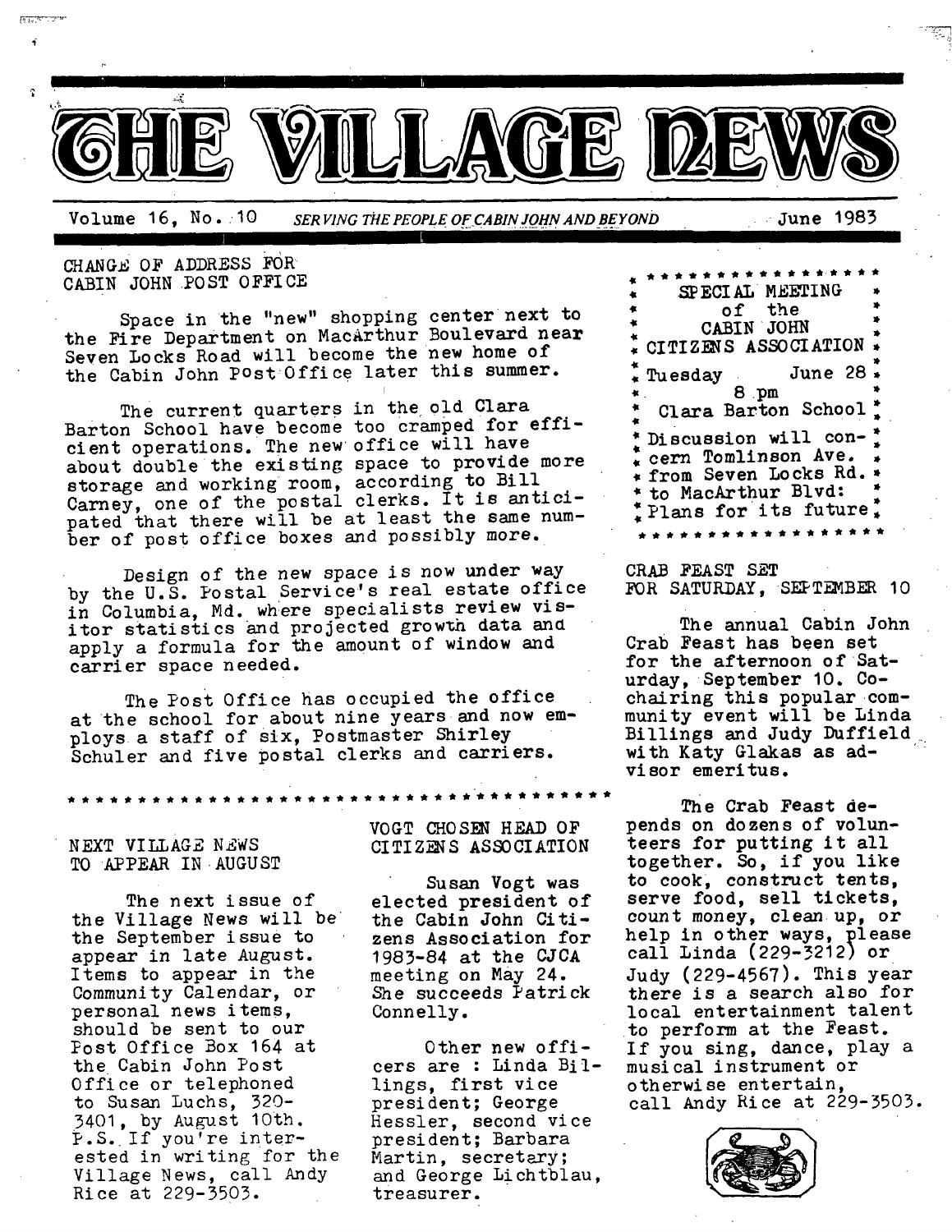# THE VILLAGE NEWS

Volume 16, No. 10 — *SERVING THE PEOPLE OF CABIN JOHN AND BEYOND* — June 1983

## CHANGE OF ADDRESS FOR CABIN JOHN POST OFFICE

Space in the "new" shopping center next to the Fire Department on MacArthur Boulevard near Seven Locks Road will become the new home of the Cabin John Post Office later this summer.

The current quarters in the old Clara Barton School have become too cramped for efficient operations. The new office will have about double the existing space to provide more storage and working room, according to Bill Carney, one of the postal clerks. It is anticipated that there will be at least the same number of post office boxes and possibly more.

Design of the new space is now under way by the U.S. Postal Service's real estate office in Columbia, Md. where specialists review visitor statistics and projected growth data and apply a formula for the amount of window and carrier space needed.

The Post Office has occupied the office at the school for about nine years and now employs a staff of six, Postmaster Shirley Schuler and five postal clerks and carriers.

* * *

## NEXT VILLAGE NEWS TO APPEAR IN AUGUST

The next issue of the Village News will be the September issue to appear in late August. Items to appear in the Community Calendar, or personal news items, should be sent to our Post Office Box 164 at the Cabin John Post Office or telephoned to Susan Luchs, 320-3401, by August 10th. P.S. If you're interested in writing for the Village News, call Andy Rice at 229-3503.

## VOGT CHOSEN HEAD OF CITIZENS ASSOCIATION

Susan Vogt was elected president of the Cabin John Citizens Association for 1983-84 at the CJCA meeting on May 24. She succeeds Patrick Connelly.

Other new officers are : Linda Billings, first vice president; George Hessler, second vice president; Barbara Martin, secretary; and George Lichtblau, treasurer.

* * *

**SPECIAL MEETING of the CABIN JOHN CITIZENS ASSOCIATION**

Tuesday June 28
8 pm
Clara Barton School

Discussion will concern Tomlinson Ave. from Seven Locks Rd. to MacArthur Blvd: Plans for its future.

* * *

## CRAB FEAST SET FOR SATURDAY, SEPTEMBER 10

The annual Cabin John Crab Feast has been set for the afternoon of Saturday, September 10. Co-chairing this popular community event will be Linda Billings and Judy Duffield with Katy Glakas as advisor emeritus.

The Crab Feast depends on dozens of volunteers for putting it all together. So, if you like to cook, construct tents, serve food, sell tickets, count money, clean up, or help in other ways, please call Linda (229-3212) or Judy (229-4567). This year there is a search also for local entertainment talent to perform at the Feast. If you sing, dance, play a musical instrument or otherwise entertain, call Andy Rice at 229-3503.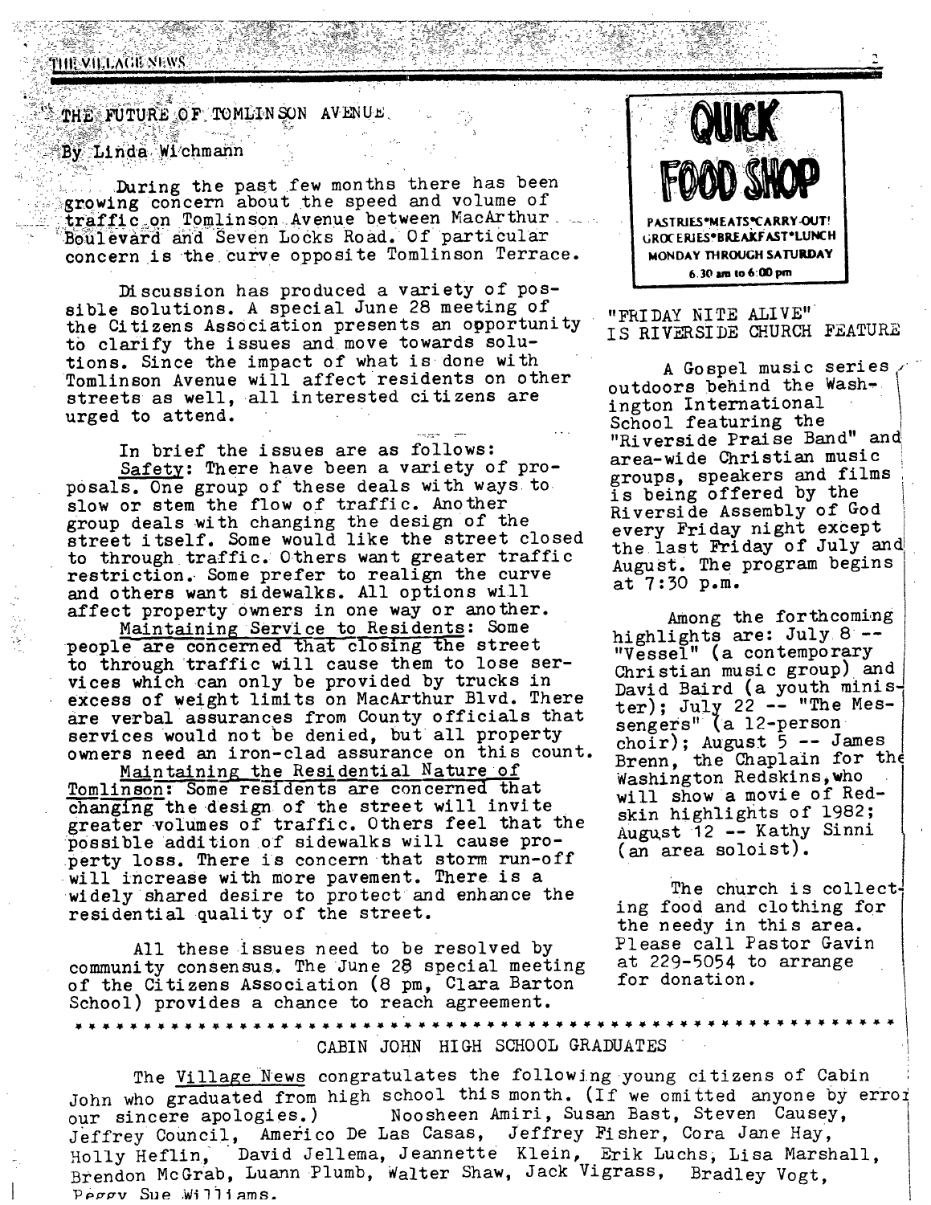## THE FUTURE OF TOMLINSON AVENUE

By Linda Wichmann

During the past few months there has been growing concern about the speed and volume of traffic on Tomlinson Avenue between MacArthur Boulevard and Seven Locks Road. Of particular concern is the curve opposite Tomlinson Terrace.

Discussion has produced a variety of possible solutions. A special June 28 meeting of the Citizens Association presents an opportunity to clarify the issues and move towards solutions. Since the impact of what is done with Tomlinson Avenue will affect residents on other streets as well, all interested citizens are urged to attend.

In brief the issues are as follows:

Safety: There have been a variety of proposals. One group of these deals with ways to slow or stem the flow of traffic. Another group deals with changing the design of the street itself. Some would like the street closed to through traffic. Others want greater traffic restriction. Some prefer to realign the curve and others want sidewalks. All options will affect property owners in one way or another.

Maintaining Service to Residents: Some people are concerned that closing the street to through traffic will cause them to lose services which can only be provided by trucks in excess of weight limits on MacArthur Blvd. There are verbal assurances from County officials that services would not be denied, but all property owners need an iron-clad assurance on this count.

Maintaining the Residential Nature of Tomlinson: Some residents are concerned that changing the design of the street will invite greater volumes of traffic. Others feel that the possible addition of sidewalks will cause property loss. There is concern that storm run-off will increase with more pavement. There is a widely shared desire to protect and enhance the residential quality of the street.

All these issues need to be resolved by community consensus. The June 28 special meeting of the Citizens Association (8 pm, Clara Barton School) provides a chance to reach agreement.

**QUICK FOOD SHOP**

PASTRIES•MEATS•CARRY-OUT!
GROCERIES•BREAKFAST•LUNCH
MONDAY THROUGH SATURDAY
6:30 am to 6:00 pm

## "FRIDAY NITE ALIVE" IS RIVERSIDE CHURCH FEATURE

A Gospel music series outdoors behind the Washington International School featuring the "Riverside Praise Band" and area-wide Christian music groups, speakers and films is being offered by the Riverside Assembly of God every Friday night except the last Friday of July and August. The program begins at 7:30 p.m.

Among the forthcoming highlights are: July 8 -- "Vessel" (a contemporary Christian music group) and David Baird (a youth minister); July 22 -- "The Messengers" (a 12-person choir); August 5 -- James Brenn, the Chaplain for the Washington Redskins, who will show a movie of Redskin highlights of 1982; August 12 -- Kathy Sinni (an area soloist).

The church is collecting food and clothing for the needy in this area. Please call Pastor Gavin at 229-5054 to arrange for donation.

* * * * * * * * * * * * * * * * * * * * * * * * * * * * * * * * * * * * * * * * * * * * * * * * * * * * *

## CABIN JOHN HIGH SCHOOL GRADUATES

The Village News congratulates the following young citizens of Cabin John who graduated from high school this month. (If we omitted anyone by error our sincere apologies.) Noosheen Amiri, Susan Bast, Steven Causey, Jeffrey Council, Americo De Las Casas, Jeffrey Fisher, Cora Jane Hay, Holly Heflin, David Jellema, Jeannette Klein, Erik Luchs, Lisa Marshall, Brendon McGrab, Luann Plumb, Walter Shaw, Jack Vigrass, Bradley Vogt, Peggy Sue Williams.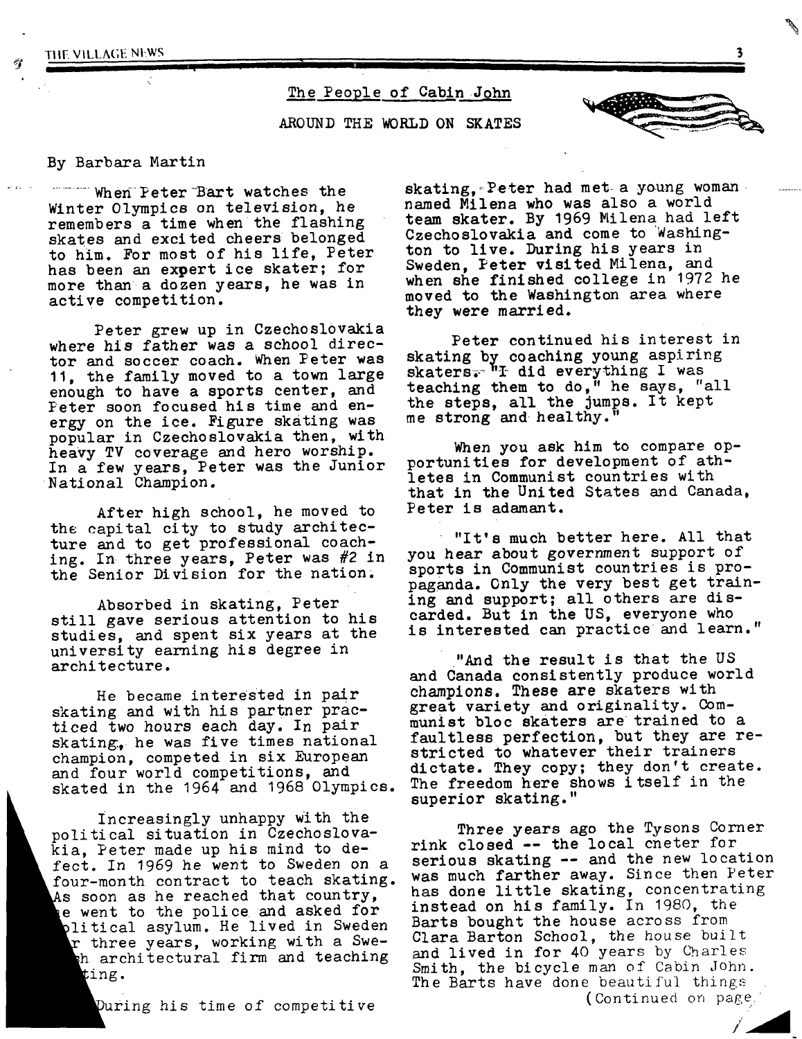## The People of Cabin John

### AROUND THE WORLD ON SKATES

By Barbara Martin

When Peter Bart watches the Winter Olympics on television, he remembers a time when the flashing skates and excited cheers belonged to him. For most of his life, Peter has been an expert ice skater; for more than a dozen years, he was in active competition.

Peter grew up in Czechoslovakia where his father was a school director and soccer coach. When Peter was 11, the family moved to a town large enough to have a sports center, and Peter soon focused his time and energy on the ice. Figure skating was popular in Czechoslovakia then, with heavy TV coverage and hero worship. In a few years, Peter was the Junior National Champion.

After high school, he moved to the capital city to study architecture and to get professional coaching. In three years, Peter was #2 in the Senior Division for the nation.

Absorbed in skating, Peter still gave serious attention to his studies, and spent six years at the university earning his degree in architecture.

He became interested in pair skating and with his partner practiced two hours each day. In pair skating, he was five times national champion, competed in six European and four world competitions, and skated in the 1964 and 1968 Olympics.

Increasingly unhappy with the political situation in Czechoslovakia, Peter made up his mind to defect. In 1969 he went to Sweden on a four-month contract to teach skating. As soon as he reached that country, he went to the police and asked for political asylum. He lived in Sweden for three years, working with a Swedish architectural firm and teaching skating.

During his time of competitive skating, Peter had met a young woman named Milena who was also a world team skater. By 1969 Milena had left Czechoslovakia and come to Washington to live. During his years in Sweden, Peter visited Milena, and when she finished college in 1972 he moved to the Washington area where they were married.

Peter continued his interest in skating by coaching young aspiring skaters. "I did everything I was teaching them to do," he says, "all the steps, all the jumps. It kept me strong and healthy."

When you ask him to compare opportunities for development of athletes in Communist countries with that in the United States and Canada, Peter is adamant.

"It's much better here. All that you hear about government support of sports in Communist countries is propaganda. Only the very best get training and support; all others are discarded. But in the US, everyone who is interested can practice and learn."

"And the result is that the US and Canada consistently produce world champions. These are skaters with great variety and originality. Communist bloc skaters are trained to a faultless perfection, but they are restricted to whatever their trainers dictate. They copy; they don't create. The freedom here shows itself in the superior skating."

Three years ago the Tysons Corner rink closed -- the local cneter for serious skating -- and the new location was much farther away. Since then Peter has done little skating, concentrating instead on his family. In 1980, the Barts bought the house across from Clara Barton School, the house built and lived in for 40 years by Charles Smith, the bicycle man of Cabin John. The Barts have done beautiful things

(Continued on page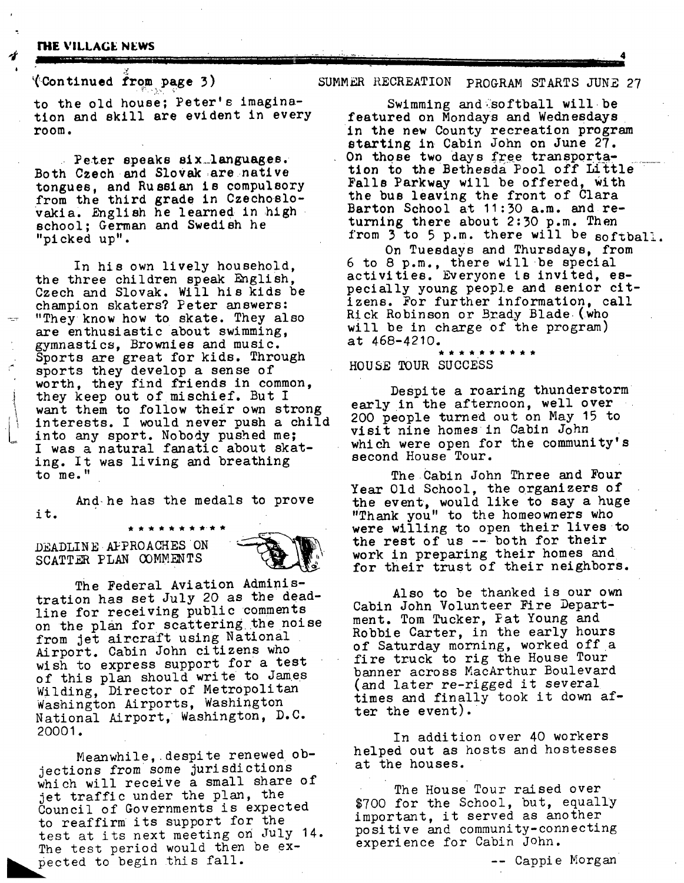(Continued from page 3)

to the old house; Peter's imagination and skill are evident in every room.

Peter speaks six languages. Both Czech and Slovak are native tongues, and Russian is compulsory from the third grade in Czechoslovakia. English he learned in high school; German and Swedish he "picked up".

In his own lively household, the three children speak English, Czech and Slovak. Will his kids be champion skaters? Peter answers: "They know how to skate. They also are enthusiastic about swimming, gymnastics, Brownies and music. Sports are great for kids. Through sports they develop a sense of worth, they find friends in common, they keep out of mischief. But I want them to follow their own strong interests. I would never push a child into any sport. Nobody pushed me; I was a natural fanatic about skating. It was living and breathing to me."

And he has the medals to prove it.

\* \* \* \* \* \* \* \* \* \*

## DEADLINE APPROACHES ON SCATTER PLAN COMMENTS

The Federal Aviation Administration has set July 20 as the deadline for receiving public comments on the plan for scattering the noise from jet aircraft using National Airport. Cabin John citizens who wish to express support for a test of this plan should write to James Wilding, Director of Metropolitan Washington Airports, Washington National Airport, Washington, D.C. 20001.

Meanwhile, despite renewed objections from some jurisdictions which will receive a small share of jet traffic under the plan, the Council of Governments is expected to reaffirm its support for the test at its next meeting on July 14. The test period would then be expected to begin this fall.

## SUMMER RECREATION PROGRAM STARTS JUNE 27

Swimming and softball will be featured on Mondays and Wednesdays in the new County recreation program starting in Cabin John on June 27. On those two days free transportation to the Bethesda Pool off Little Falls Parkway will be offered, with the bus leaving the front of Clara Barton School at 11:30 a.m. and returning there about 2:30 p.m. Then from 3 to 5 p.m. there will be softball.

On Tuesdays and Thursdays, from 6 to 8 p.m., there will be special activities. Everyone is invited, especially young people and senior citizens. For further information, call Rick Robinson or Brady Blade (who will be in charge of the program) at 468-4210.

\* \* \* \* \* \* \* \* \* \*

## HOUSE TOUR SUCCESS

Despite a roaring thunderstorm early in the afternoon, well over 200 people turned out on May 15 to visit nine homes in Cabin John which were open for the community's second House Tour.

The Cabin John Three and Four Year Old School, the organizers of the event, would like to say a huge "Thank you" to the homeowners who were willing to open their lives to the rest of us -- both for their work in preparing their homes and for their trust of their neighbors.

Also to be thanked is our own Cabin John Volunteer Fire Department. Tom Tucker, Pat Young and Robbie Carter, in the early hours of Saturday morning, worked off a fire truck to rig the House Tour banner across MacArthur Boulevard (and later re-rigged it several times and finally took it down after the event).

In addition over 40 workers helped out as hosts and hostesses at the houses.

The House Tour raised over $700 for the School, but, equally important, it served as another positive and community-connecting experience for Cabin John.

-- Cappie Morgan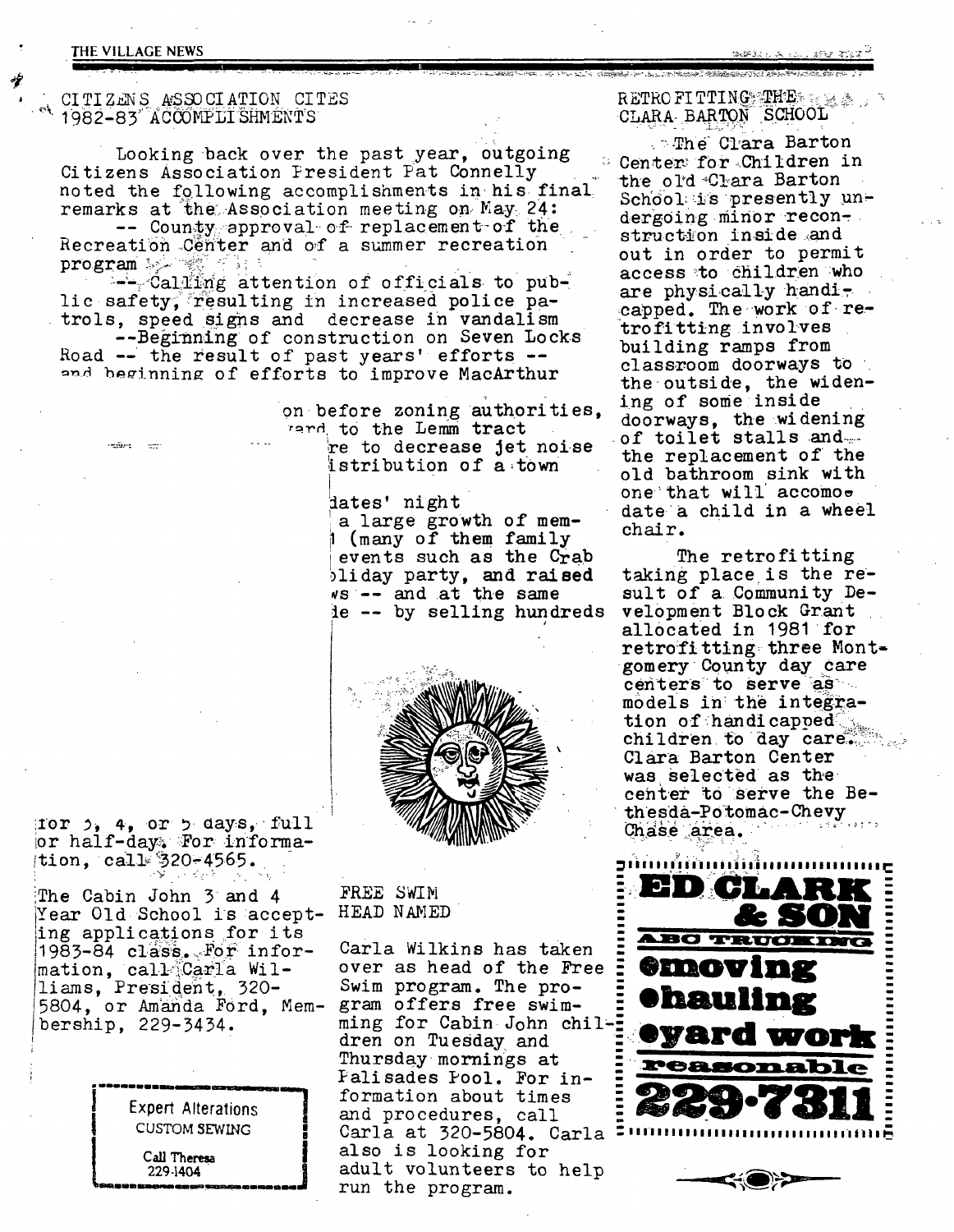## CITIZENS ASSOCIATION CITES 1982-83 ACCOMPLISHMENTS

Looking back over the past year, outgoing Citizens Association President Pat Connelly noted the following accomplishments in his final remarks at the Association meeting on May 24:

-- County approval of replacement of the Recreation Center and of a summer recreation program

-- Calling attention of officials to public safety, resulting in increased police patrols, speed signs and decrease in vandalism

--Beginning of construction on Seven Locks Road -- the result of past years' efforts -- and beginning of efforts to improve MacArthur

on before zoning authorities, regard to the Lemm tract

re to decrease jet noise

istribution of a town

dates' night

a large growth of mem-

l (many of them family

events such as the Crab

oliday party, and raised

ws -- and at the same

de -- by selling hundreds

for 3, 4, or 5 days, full or half-day. For information, call 320-4565.

The Cabin John 3 and 4 Year Old School is accepting applications for its 1983-84 class. For information, call Carla Williams, President, 320-5804, or Amanda Ford, Membership, 229-3434.

Expert Alterations
CUSTOM SEWING
Call Theresa
229-1404

## FREE SWIM HEAD NAMED

Carla Wilkins has taken over as head of the Free Swim program. The program offers free swimming for Cabin John children on Tuesday and Thursday mornings at Palisades Pool. For information about times and procedures, call Carla at 320-5804. Carla also is looking for adult volunteers to help run the program.

## RETROFITTING THE CLARA BARTON SCHOOL

The Clara Barton Center for Children in the old Clara Barton School is presently undergoing minor reconstruction inside and out in order to permit access to children who are physically handicapped. The work of retrofitting involves building ramps from classroom doorways to the outside, the widening of some inside doorways, the widening of toilet stalls and the replacement of the old bathroom sink with one that will accomodate a child in a wheel chair.

The retrofitting taking place is the result of a Community Development Block Grant allocated in 1981 for retrofitting three Montgomery County day care centers to serve as models in the integration of handicapped children to day care. Clara Barton Center was selected as the center to serve the Bethesda-Potomac-Chevy Chase area.

**ED CLARK & SON**
ABC TRUCKING
- moving
- hauling
- yard work

reasonable
**229-7311**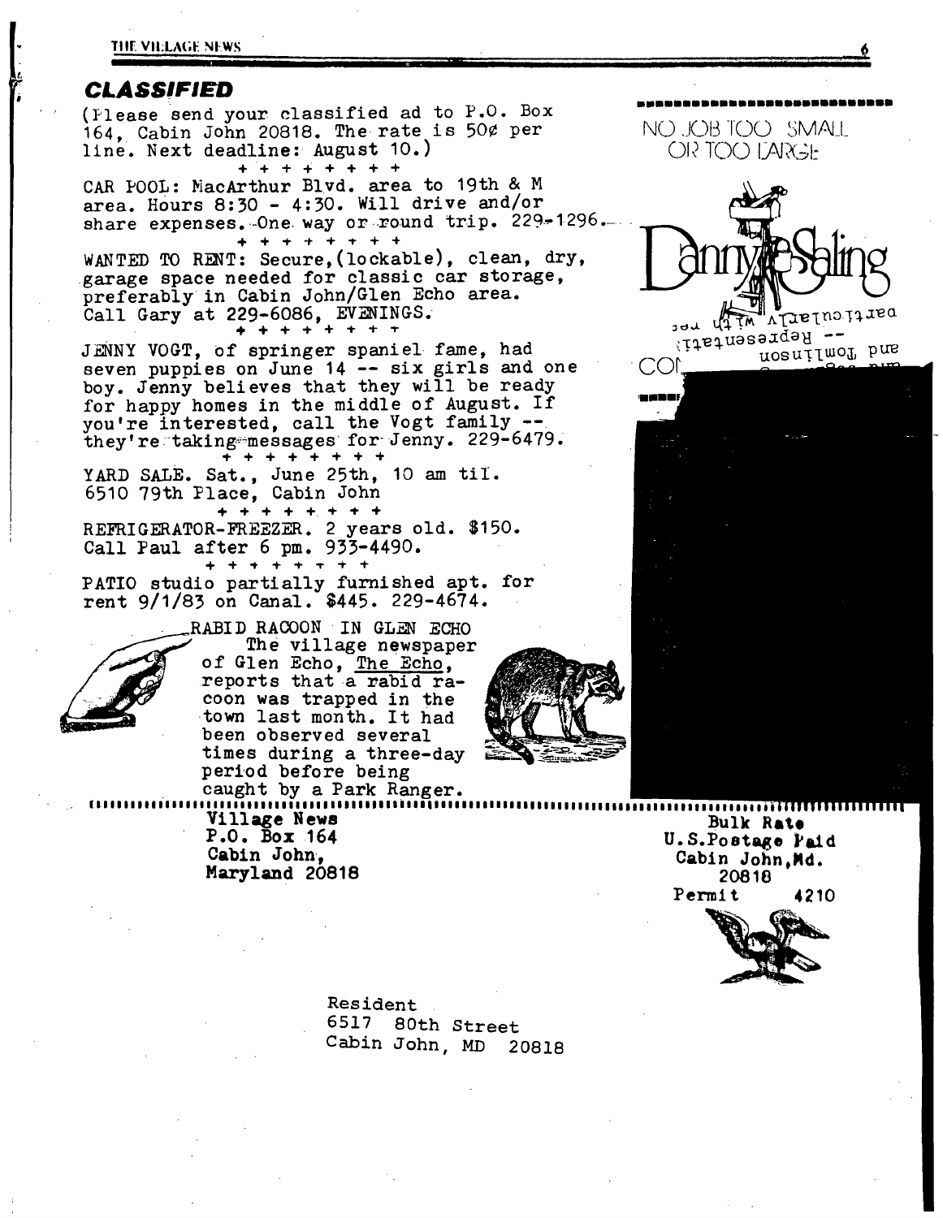## CLASSIFIED

(Please send your classified ad to P.O. Box 164, Cabin John 20818. The rate is 50¢ per line. Next deadline: August 10.)

+ + + + + + + +

CAR POOL: MacArthur Blvd. area to 19th & M area. Hours 8:30 - 4:30. Will drive and/or share expenses. One way or round trip. 229-1296.

+ + + + + + + +

WANTED TO RENT: Secure,(lockable), clean, dry, garage space needed for classic car storage, preferably in Cabin John/Glen Echo area. Call Gary at 229-6086, EVENINGS.

+ + + + + + + +

JENNY VOGT, of springer spaniel fame, had seven puppies on June 14 -- six girls and one boy. Jenny believes that they will be ready for happy homes in the middle of August. If you're interested, call the Vogt family -- they're taking messages for Jenny. 229-6479.

+ + + + + + + +

YARD SALE. Sat., June 25th, 10 am til. 6510 79th Place, Cabin John

+ + + + + + + +

REFRIGERATOR-FREEZER. 2 years old. $150. Call Paul after 6 pm. 933-4490.

+ + + + + + + +

PATIO studio partially furnished apt. for rent 9/1/83 on Canal. $445. 229-4674.

RABID RACOON IN GLEN ECHO

The village newspaper of Glen Echo, The Echo, reports that a rabid racoon was trapped in the town last month. It had been observed several times during a three-day period before being caught by a Park Ranger.

NO JOB TOO SMALL OR TOO LARGE

Danny Saling

Village News
P.O. Box 164
Cabin John,
Maryland 20818

Bulk Rate
U.S.Postage Paid
Cabin John,Md.
20818
Permit 4210

Resident
6517 80th Street
Cabin John, MD 20818